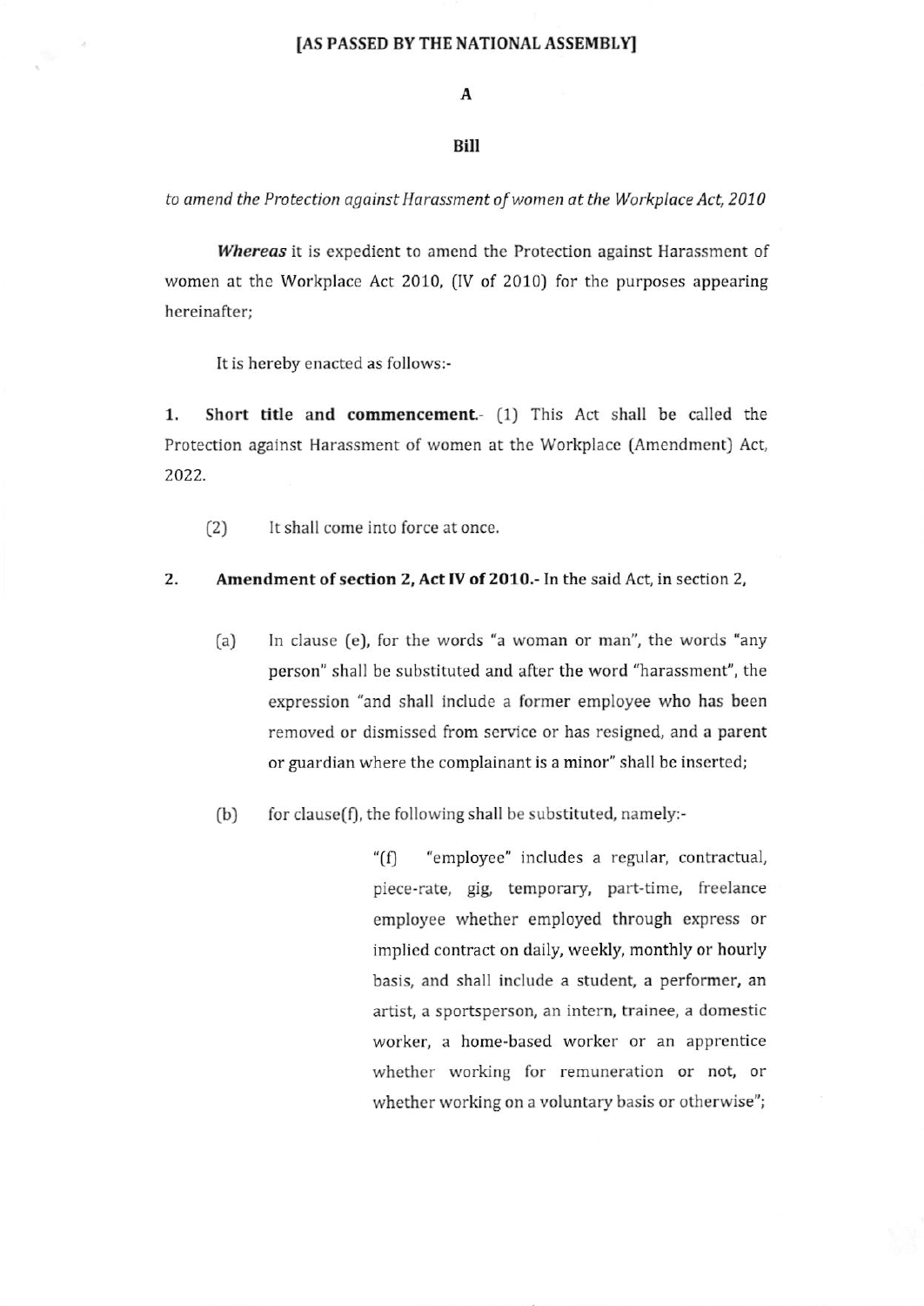**[AS PASSED BY THE NATIONAL ASSEMBLY]**

**A**

**Bill**

*to amend the Protection against Harassment of women at the Workplace Act, 2010*

***Whereas*** it is expedient to amend the Protection against Harassment of women at the Workplace Act 2010, (IV of 2010) for the purposes appearing hereinafter;

It is hereby enacted as follows:-

**1. Short title and commencement.**- (1) This Act shall be called the Protection against Harassment of women at the Workplace (Amendment) Act, 2022.

(2) It shall come into force at once.

**2. Amendment of section 2, Act IV of 2010.**- In the said Act, in section 2,

(a) In clause (e), for the words "a woman or man", the words "any person" shall be substituted and after the word "harassment", the expression "and shall include a former employee who has been removed or dismissed from service or has resigned, and a parent or guardian where the complainant is a minor" shall be inserted;

(b) for clause(f), the following shall be substituted, namely:-

> "(f) "employee" includes a regular, contractual, piece-rate, gig, temporary, part-time, freelance employee whether employed through express or implied contract on daily, weekly, monthly or hourly basis, and shall include a student, a performer, an artist, a sportsperson, an intern, trainee, a domestic worker, a home-based worker or an apprentice whether working for remuneration or not, or whether working on a voluntary basis or otherwise";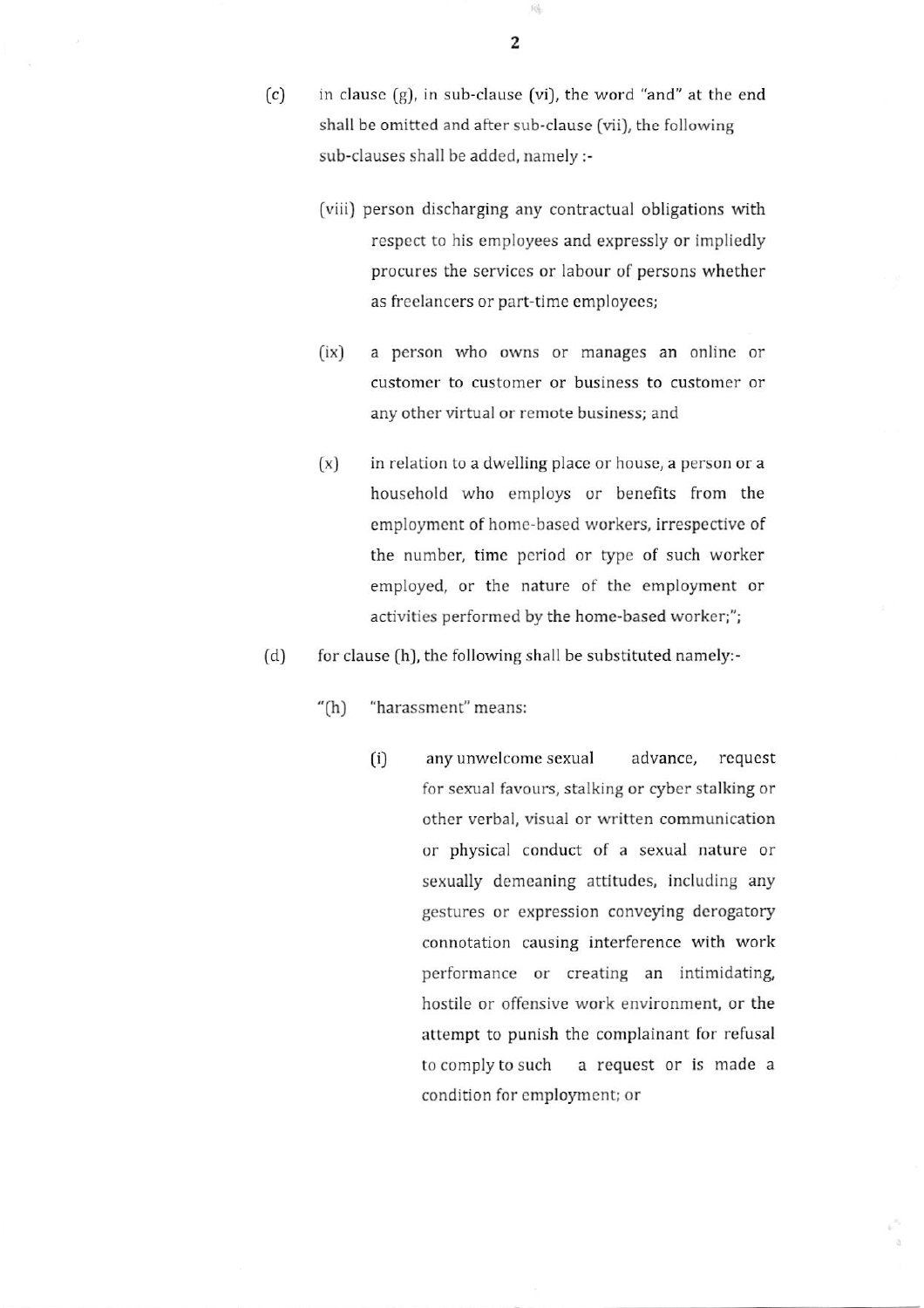(c) in clause (g), in sub-clause (vi), the word "and" at the end shall be omitted and after sub-clause (vii), the following sub-clauses shall be added, namely :-

(viii) person discharging any contractual obligations with respect to his employees and expressly or impliedly procures the services or labour of persons whether as freelancers or part-time employees;

(ix) a person who owns or manages an online or customer to customer or business to customer or any other virtual or remote business; and

(x) in relation to a dwelling place or house, a person or a household who employs or benefits from the employment of home-based workers, irrespective of the number, time period or type of such worker employed, or the nature of the employment or activities performed by the home-based worker;";

(d) for clause (h), the following shall be substituted namely:-

"(h) "harassment" means:

(i) any unwelcome sexual advance, request for sexual favours, stalking or cyber stalking or other verbal, visual or written communication or physical conduct of a sexual nature or sexually demeaning attitudes, including any gestures or expression conveying derogatory connotation causing interference with work performance or creating an intimidating, hostile or offensive work environment, or the attempt to punish the complainant for refusal to comply to such a request or is made a condition for employment; or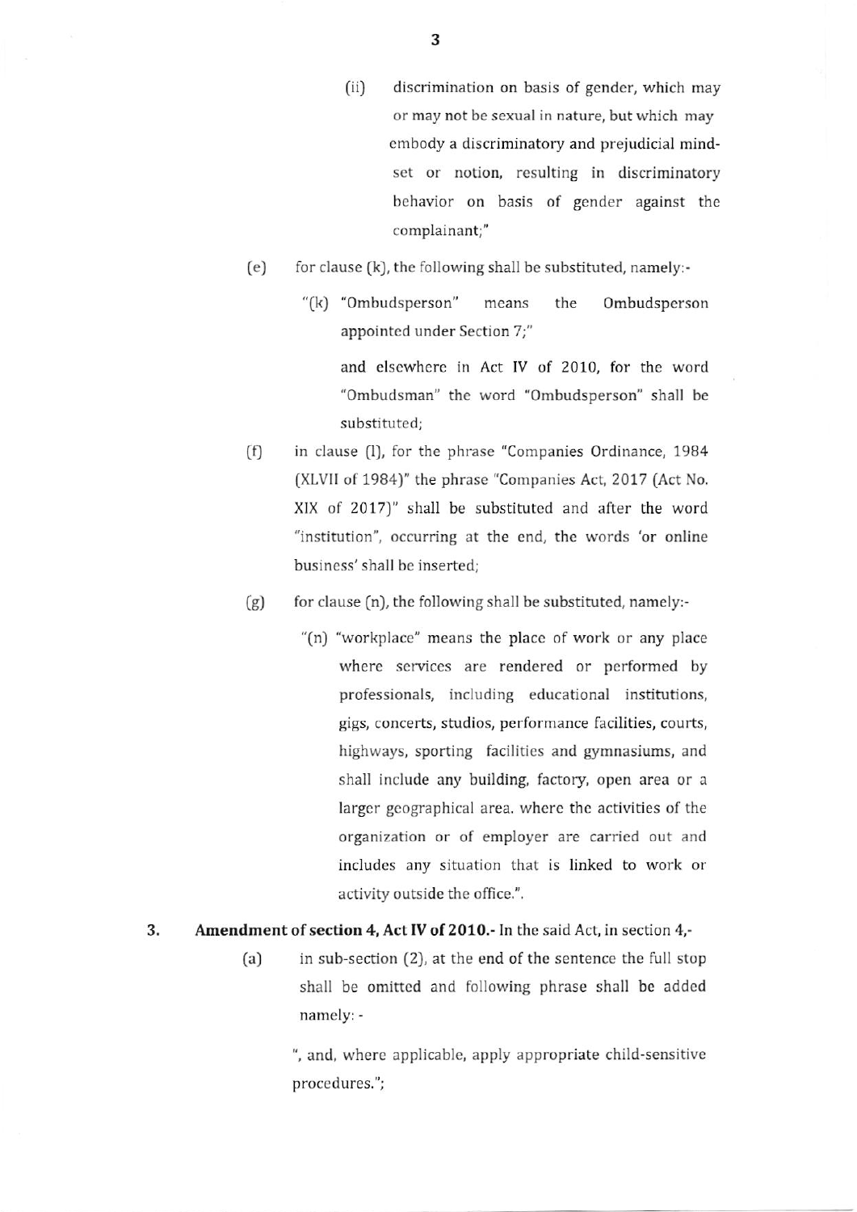(ii) discrimination on basis of gender, which may or may not be sexual in nature, but which may embody a discriminatory and prejudicial mind-set or notion, resulting in discriminatory behavior on basis of gender against the complainant;"

(e) for clause (k), the following shall be substituted, namely:-

"(k) "Ombudsperson" means the Ombudsperson appointed under Section 7;"

and elsewhere in Act IV of 2010, for the word "Ombudsman" the word "Ombudsperson" shall be substituted;

(f) in clause (l), for the phrase "Companies Ordinance, 1984 (XLVII of 1984)" the phrase "Companies Act, 2017 (Act No. XIX of 2017)" shall be substituted and after the word "institution", occurring at the end, the words 'or online business' shall be inserted;

(g) for clause (n), the following shall be substituted, namely:-

"(n) "workplace" means the place of work or any place where services are rendered or performed by professionals, including educational institutions, gigs, concerts, studios, performance facilities, courts, highways, sporting facilities and gymnasiums, and shall include any building, factory, open area or a larger geographical area. where the activities of the organization or of employer are carried out and includes any situation that is linked to work or activity outside the office.".

**3. Amendment of section 4, Act IV of 2010.-** In the said Act, in section 4,-

(a) in sub-section (2), at the end of the sentence the full stop shall be omitted and following phrase shall be added namely: -

", and, where applicable, apply appropriate child-sensitive procedures.";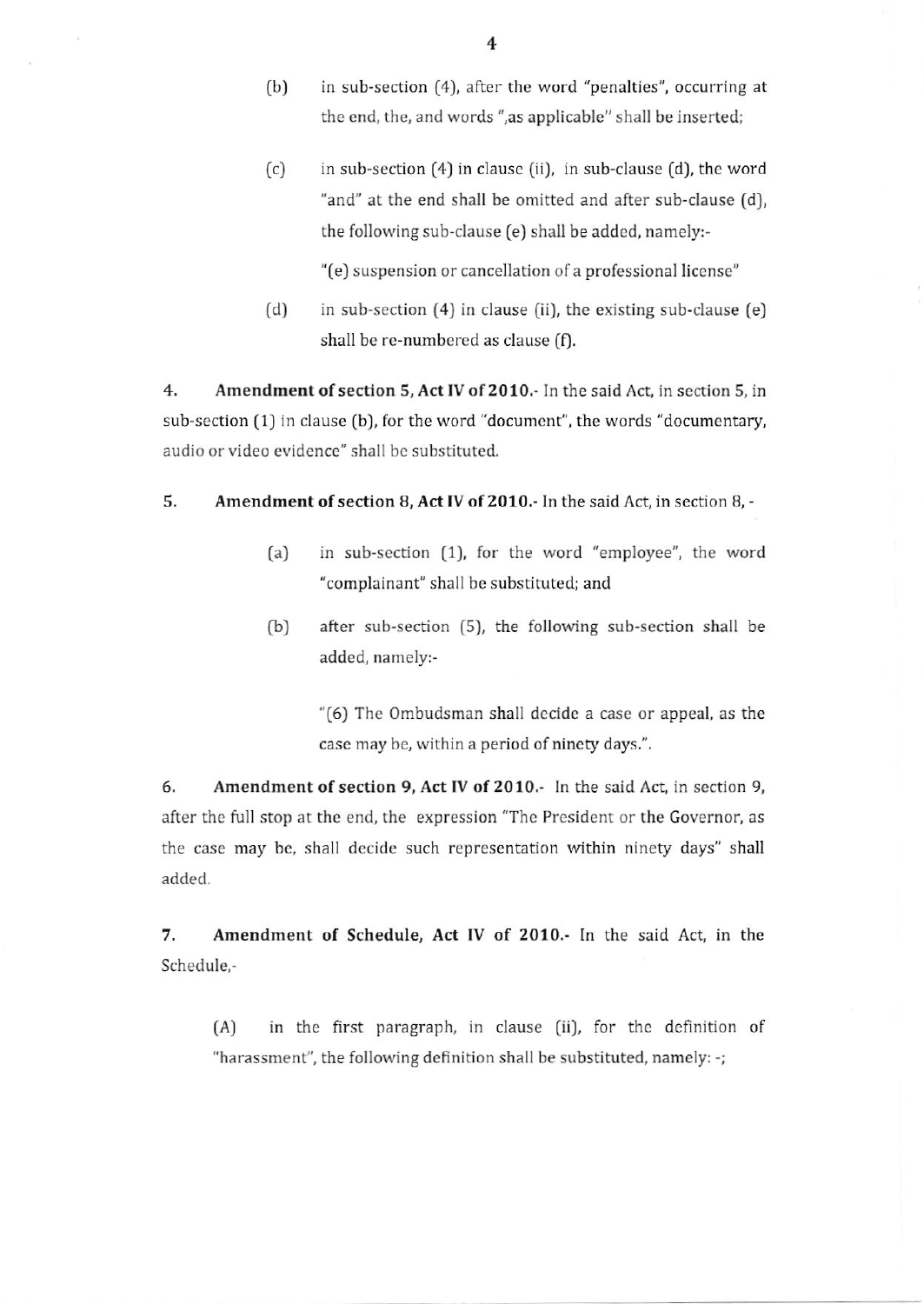(b) in sub-section (4), after the word "penalties", occurring at the end, the, and words ",as applicable" shall be inserted;

(c) in sub-section (4) in clause (ii), in sub-clause (d), the word "and" at the end shall be omitted and after sub-clause (d), the following sub-clause (e) shall be added, namely:-

"(e) suspension or cancellation of a professional license"

(d) in sub-section (4) in clause (ii), the existing sub-clause (e) shall be re-numbered as clause (f).

4. **Amendment of section 5, Act IV of 2010.**- In the said Act, in section 5, in sub-section (1) in clause (b), for the word "document", the words "documentary, audio or video evidence" shall be substituted.

5. **Amendment of section 8, Act IV of 2010.**- In the said Act, in section 8, -

(a) in sub-section (1), for the word "employee", the word "complainant" shall be substituted; and

(b) after sub-section (5), the following sub-section shall be added, namely:-

"(6) The Ombudsman shall decide a case or appeal, as the case may be, within a period of ninety days.".

6. **Amendment of section 9, Act IV of 2010.**- In the said Act, in section 9, after the full stop at the end, the expression "The President or the Governor, as the case may be, shall decide such representation within ninety days" shall added.

7. **Amendment of Schedule, Act IV of 2010.**- In the said Act, in the Schedule,-

(A) in the first paragraph, in clause (ii), for the definition of "harassment", the following definition shall be substituted, namely: -;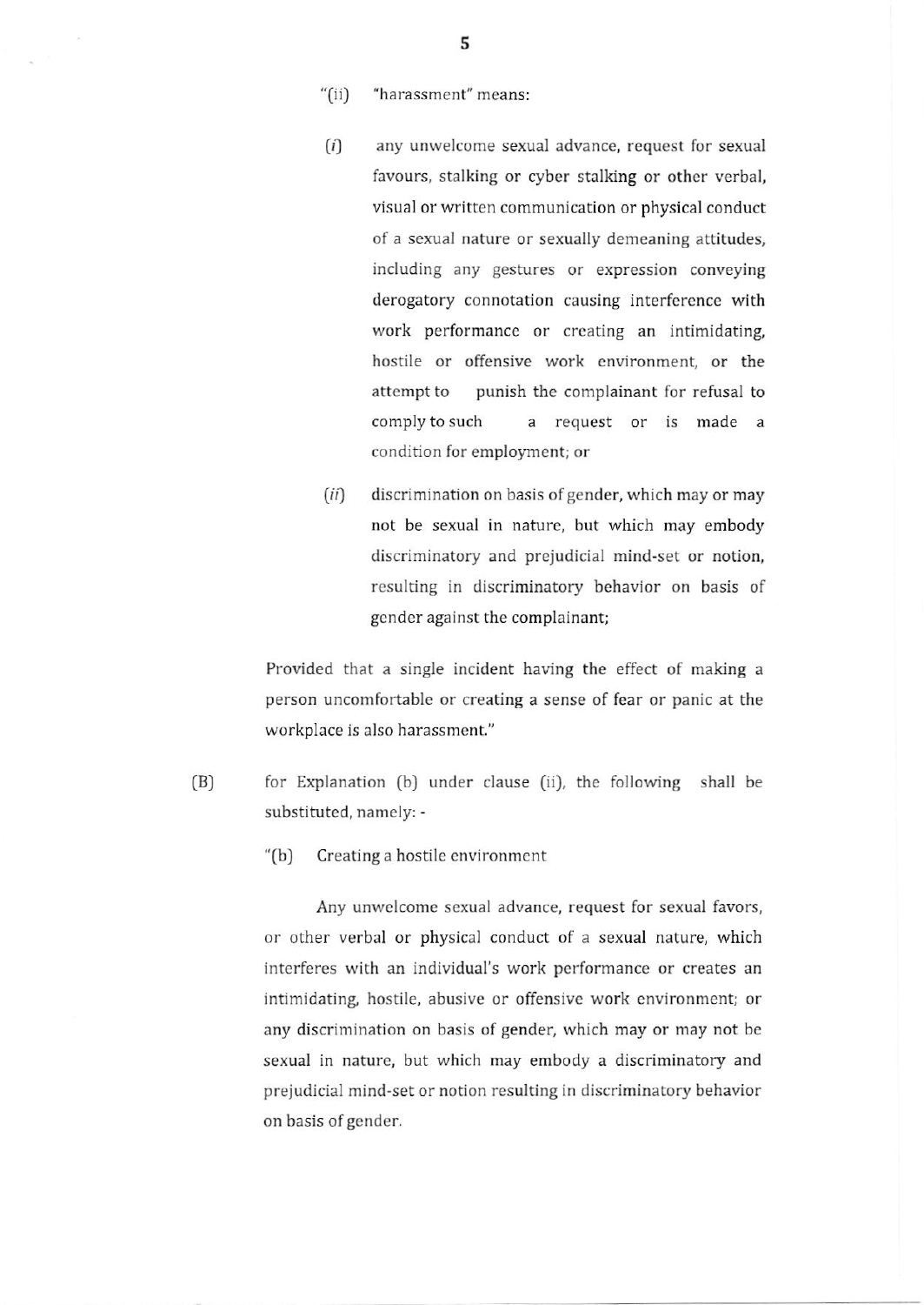"(ii) "harassment" means:

(*i*) any unwelcome sexual advance, request for sexual favours, stalking or cyber stalking or other verbal, visual or written communication or physical conduct of a sexual nature or sexually demeaning attitudes, including any gestures or expression conveying derogatory connotation causing interference with work performance or creating an intimidating, hostile or offensive work environment, or the attempt to punish the complainant for refusal to comply to such a request or is made a condition for employment; or

(*ii*) discrimination on basis of gender, which may or may not be sexual in nature, but which may embody discriminatory and prejudicial mind-set or notion, resulting in discriminatory behavior on basis of gender against the complainant;

Provided that a single incident having the effect of making a person uncomfortable or creating a sense of fear or panic at the workplace is also harassment."

(B) for Explanation (b) under clause (ii), the following shall be substituted, namely: -

"(b) Creating a hostile environment

Any unwelcome sexual advance, request for sexual favors, or other verbal or physical conduct of a sexual nature, which interferes with an individual's work performance or creates an intimidating, hostile, abusive or offensive work environment; or any discrimination on basis of gender, which may or may not be sexual in nature, but which may embody a discriminatory and prejudicial mind-set or notion resulting in discriminatory behavior on basis of gender.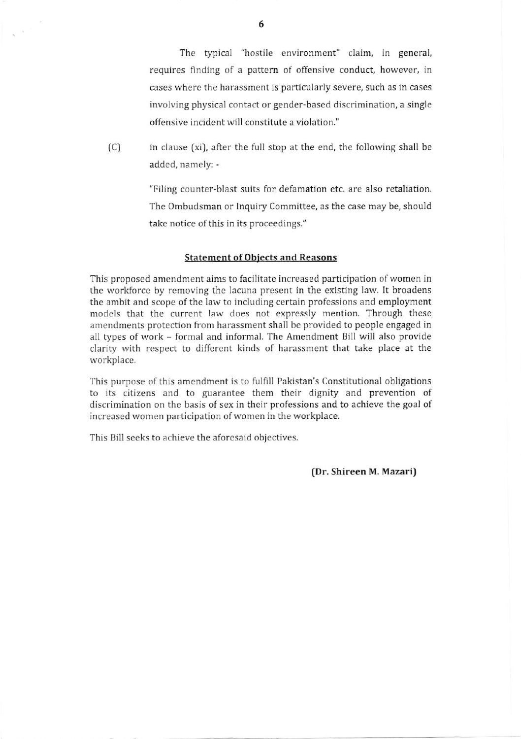The typical "hostile environment" claim, in general, requires finding of a pattern of offensive conduct, however, in cases where the harassment is particularly severe, such as in cases involving physical contact or gender-based discrimination, a single offensive incident will constitute a violation."

(C) in clause (xi), after the full stop at the end, the following shall be added, namely: -

"Filing counter-blast suits for defamation etc. are also retaliation. The Ombudsman or Inquiry Committee, as the case may be, should take notice of this in its proceedings."

## Statement of Objects and Reasons

This proposed amendment aims to facilitate increased participation of women in the workforce by removing the lacuna present in the existing law. It broadens the ambit and scope of the law to including certain professions and employment models that the current law does not expressly mention. Through these amendments protection from harassment shall be provided to people engaged in all types of work – formal and informal. The Amendment Bill will also provide clarity with respect to different kinds of harassment that take place at the workplace.

This purpose of this amendment is to fulfill Pakistan's Constitutional obligations to its citizens and to guarantee them their dignity and prevention of discrimination on the basis of sex in their professions and to achieve the goal of increased women participation of women in the workplace.

This Bill seeks to achieve the aforesaid objectives.

**(Dr. Shireen M. Mazari)**